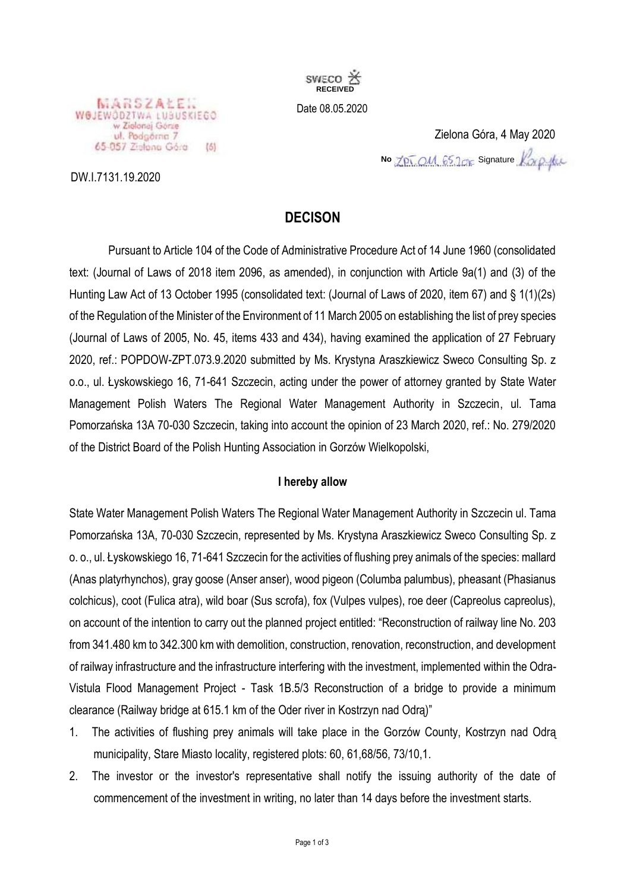SWECO
RECEIVED

Date 08.05.2020

MARSZAŁEK
WOJEWÓDZTWA LUBUSKIEGO
w Zielonej Górze
ul. Podgórna 7
65-057 Zielona Góra (6)

Zielona Góra, 4 May 2020

No ZPT.011.65.2020 Signature

DW.I.7131.19.2020

## DECISON

Pursuant to Article 104 of the Code of Administrative Procedure Act of 14 June 1960 (consolidated text: (Journal of Laws of 2018 item 2096, as amended), in conjunction with Article 9a(1) and (3) of the Hunting Law Act of 13 October 1995 (consolidated text: (Journal of Laws of 2020, item 67) and § 1(1)(2s) of the Regulation of the Minister of the Environment of 11 March 2005 on establishing the list of prey species (Journal of Laws of 2005, No. 45, items 433 and 434), having examined the application of 27 February 2020, ref.: POPDOW-ZPT.073.9.2020 submitted by Ms. Krystyna Araszkiewicz Sweco Consulting Sp. z o.o., ul. Łyskowskiego 16, 71-641 Szczecin, acting under the power of attorney granted by State Water Management Polish Waters The Regional Water Management Authority in Szczecin, ul. Tama Pomorzańska 13A 70-030 Szczecin, taking into account the opinion of 23 March 2020, ref.: No. 279/2020 of the District Board of the Polish Hunting Association in Gorzów Wielkopolski,

**I hereby allow**

State Water Management Polish Waters The Regional Water Management Authority in Szczecin ul. Tama Pomorzańska 13A, 70-030 Szczecin, represented by Ms. Krystyna Araszkiewicz Sweco Consulting Sp. z o. o., ul. Łyskowskiego 16, 71-641 Szczecin for the activities of flushing prey animals of the species: mallard (Anas platyrhynchos), gray goose (Anser anser), wood pigeon (Columba palumbus), pheasant (Phasianus colchicus), coot (Fulica atra), wild boar (Sus scrofa), fox (Vulpes vulpes), roe deer (Capreolus capreolus), on account of the intention to carry out the planned project entitled: "Reconstruction of railway line No. 203 from 341.480 km to 342.300 km with demolition, construction, renovation, reconstruction, and development of railway infrastructure and the infrastructure interfering with the investment, implemented within the Odra-Vistula Flood Management Project - Task 1B.5/3 Reconstruction of a bridge to provide a minimum clearance (Railway bridge at 615.1 km of the Oder river in Kostrzyn nad Odrą)"

1. The activities of flushing prey animals will take place in the Gorzów County, Kostrzyn nad Odrą municipality, Stare Miasto locality, registered plots: 60, 61,68/56, 73/10,1.
2. The investor or the investor's representative shall notify the issuing authority of the date of commencement of the investment in writing, no later than 14 days before the investment starts.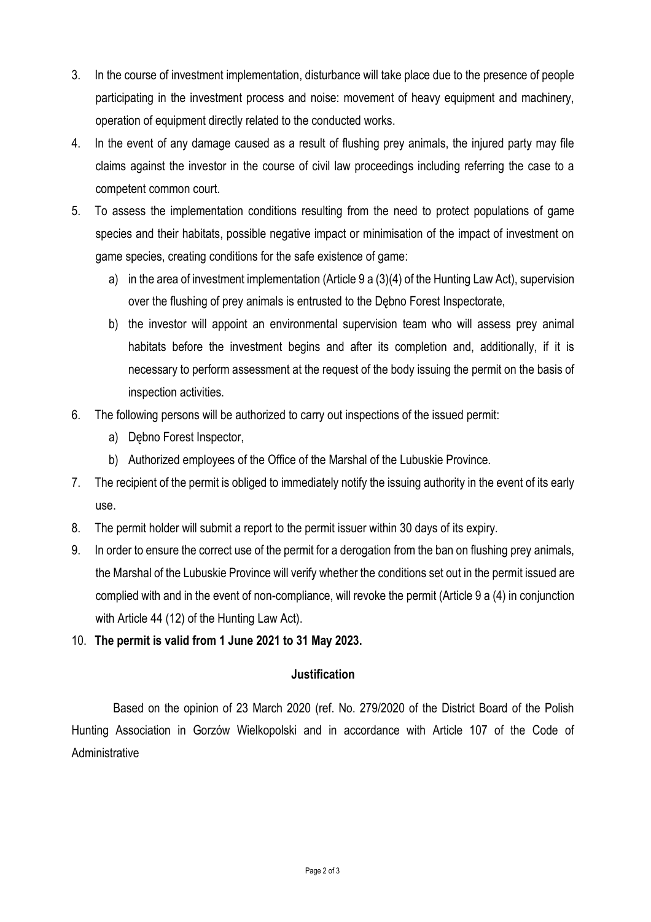3. In the course of investment implementation, disturbance will take place due to the presence of people participating in the investment process and noise: movement of heavy equipment and machinery, operation of equipment directly related to the conducted works.
4. In the event of any damage caused as a result of flushing prey animals, the injured party may file claims against the investor in the course of civil law proceedings including referring the case to a competent common court.
5. To assess the implementation conditions resulting from the need to protect populations of game species and their habitats, possible negative impact or minimisation of the impact of investment on game species, creating conditions for the safe existence of game:
   a) in the area of investment implementation (Article 9 a (3)(4) of the Hunting Law Act), supervision over the flushing of prey animals is entrusted to the Dębno Forest Inspectorate,
   b) the investor will appoint an environmental supervision team who will assess prey animal habitats before the investment begins and after its completion and, additionally, if it is necessary to perform assessment at the request of the body issuing the permit on the basis of inspection activities.
6. The following persons will be authorized to carry out inspections of the issued permit:
   a) Dębno Forest Inspector,
   b) Authorized employees of the Office of the Marshal of the Lubuskie Province.
7. The recipient of the permit is obliged to immediately notify the issuing authority in the event of its early use.
8. The permit holder will submit a report to the permit issuer within 30 days of its expiry.
9. In order to ensure the correct use of the permit for a derogation from the ban on flushing prey animals, the Marshal of the Lubuskie Province will verify whether the conditions set out in the permit issued are complied with and in the event of non-compliance, will revoke the permit (Article 9 a (4) in conjunction with Article 44 (12) of the Hunting Law Act).
10. **The permit is valid from 1 June 2021 to 31 May 2023.**

**Justification**

Based on the opinion of 23 March 2020 (ref. No. 279/2020 of the District Board of the Polish Hunting Association in Gorzów Wielkopolski and in accordance with Article 107 of the Code of Administrative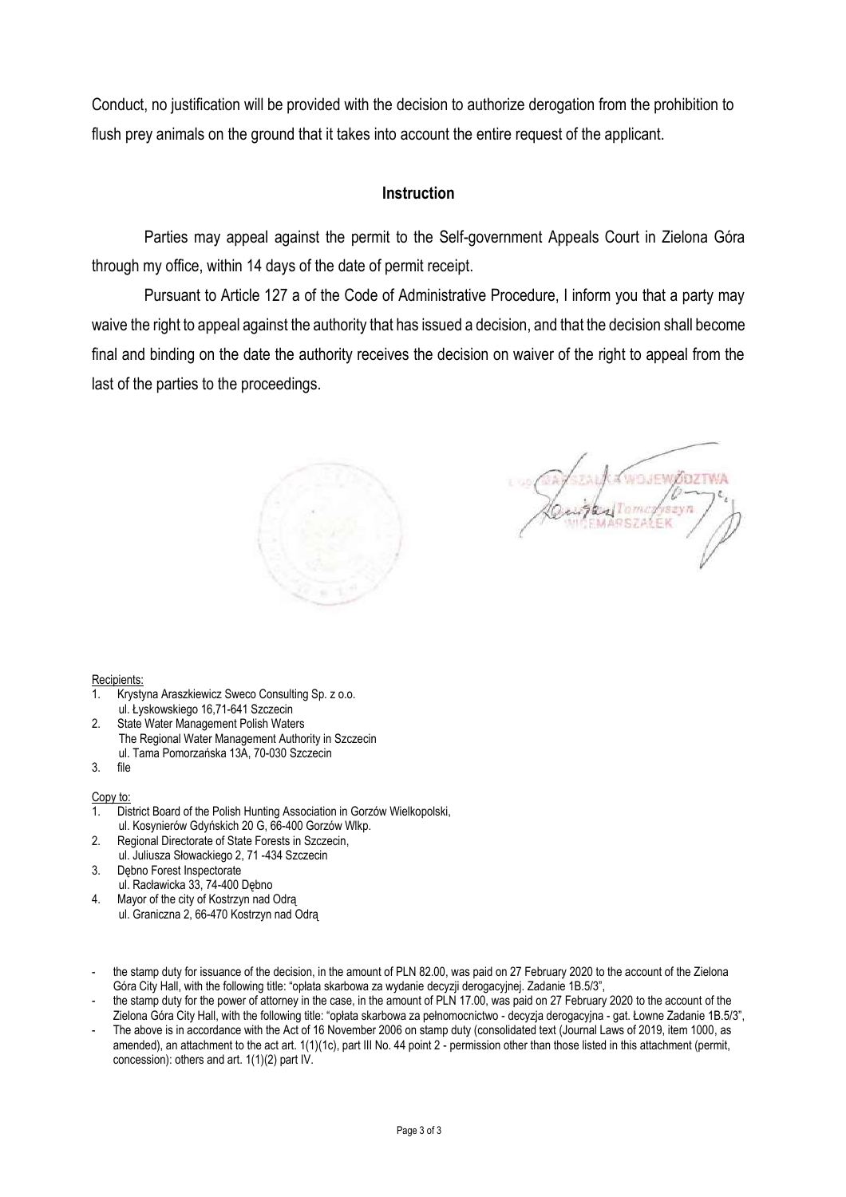Conduct, no justification will be provided with the decision to authorize derogation from the prohibition to flush prey animals on the ground that it takes into account the entire request of the applicant.

## Instruction

Parties may appeal against the permit to the Self-government Appeals Court in Zielona Góra through my office, within 14 days of the date of permit receipt.

Pursuant to Article 127 a of the Code of Administrative Procedure, I inform you that a party may waive the right to appeal against the authority that has issued a decision, and that the decision shall become final and binding on the date the authority receives the decision on waiver of the right to appeal from the last of the parties to the proceedings.

MARSZAŁKA WOJEWÓDZTWA
Tomczyszyn
WICEMARSZAŁEK

Recipients:

1. Krystyna Araszkiewicz Sweco Consulting Sp. z o.o.
   ul. Łyskowskiego 16,71-641 Szczecin
2. State Water Management Polish Waters
   The Regional Water Management Authority in Szczecin
   ul. Tama Pomorzańska 13A, 70-030 Szczecin
3. file

Copy to:

1. District Board of the Polish Hunting Association in Gorzów Wielkopolski,
   ul. Kosynierów Gdyńskich 20 G, 66-400 Gorzów Wlkp.
2. Regional Directorate of State Forests in Szczecin,
   ul. Juliusza Słowackiego 2, 71 -434 Szczecin
3. Dębno Forest Inspectorate
   ul. Racławicka 33, 74-400 Dębno
4. Mayor of the city of Kostrzyn nad Odrą
   ul. Graniczna 2, 66-470 Kostrzyn nad Odrą

- the stamp duty for issuance of the decision, in the amount of PLN 82.00, was paid on 27 February 2020 to the account of the Zielona Góra City Hall, with the following title: "opłata skarbowa za wydanie decyzji derogacyjnej. Zadanie 1B.5/3",
- the stamp duty for the power of attorney in the case, in the amount of PLN 17.00, was paid on 27 February 2020 to the account of the Zielona Góra City Hall, with the following title: "opłata skarbowa za pełnomocnictwo - decyzja derogacyjna - gat. Łowne Zadanie 1B.5/3",
- The above is in accordance with the Act of 16 November 2006 on stamp duty (consolidated text (Journal Laws of 2019, item 1000, as amended), an attachment to the act art. 1(1)(1c), part III No. 44 point 2 - permission other than those listed in this attachment (permit, concession): others and art. 1(1)(2) part IV.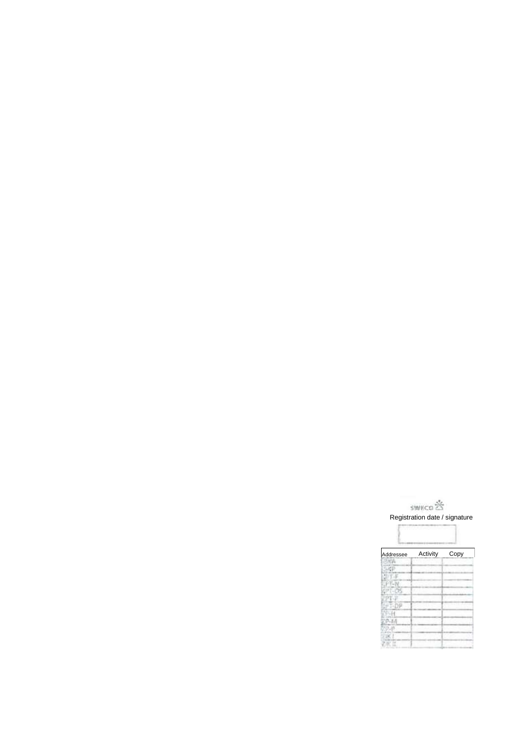SWECO

Registration date / signature

| Addressee | Activity | Copy |
|---|---|---|
| SWA | | |
| SKP | | |
| ZPT-F | | |
| ZPT-N | | |
| ZPT-OS | | |
| ZPT-P | | |
| SPT-DP | | |
| ZP-H | | |
| ZP-M | | |
| ZP-P | | |
| ZIK I | | |
| ZIK II | | |